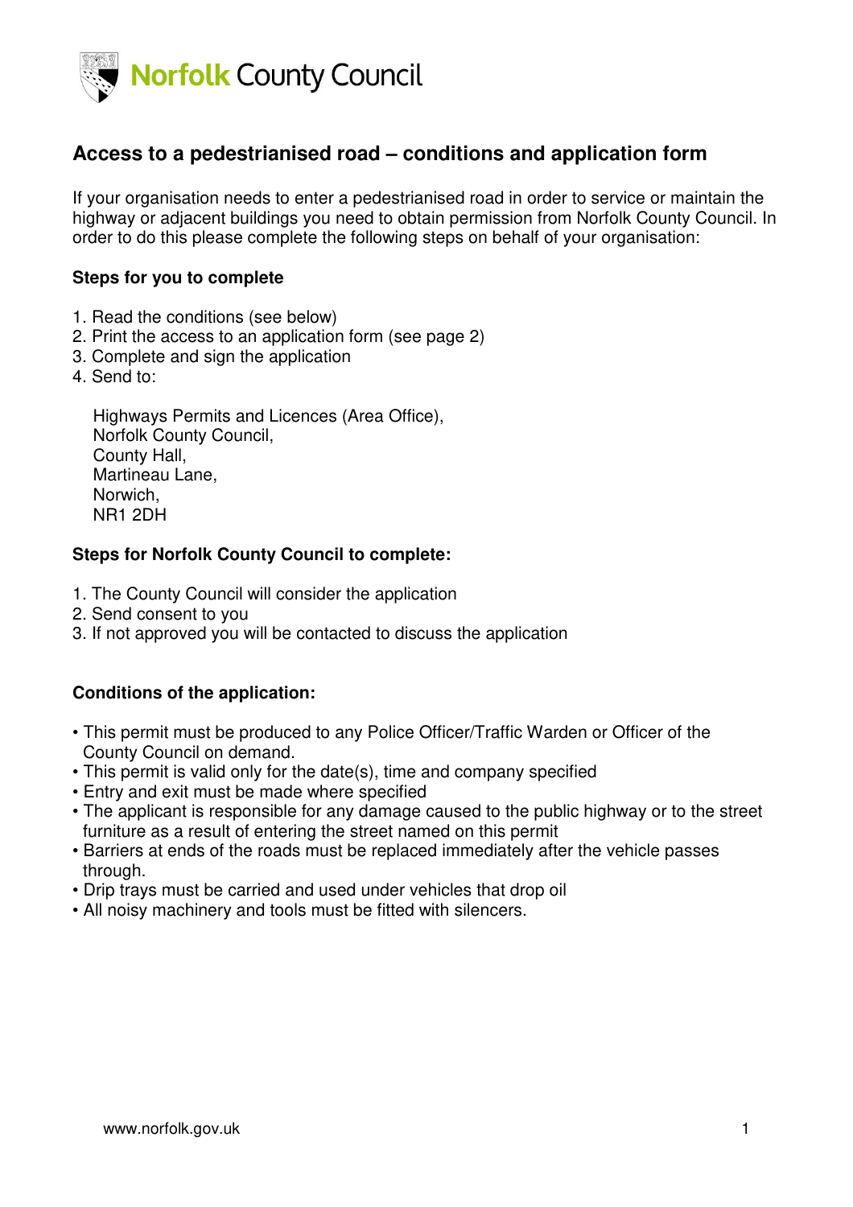Norfolk County Council

# Access to a pedestrianised road – conditions and application form

If your organisation needs to enter a pedestrianised road in order to service or maintain the highway or adjacent buildings you need to obtain permission from Norfolk County Council. In order to do this please complete the following steps on behalf of your organisation:

**Steps for you to complete**

1. Read the conditions (see below)
2. Print the access to an application form (see page 2)
3. Complete and sign the application
4. Send to:

   Highways Permits and Licences (Area Office),
   Norfolk County Council,
   County Hall,
   Martineau Lane,
   Norwich,
   NR1 2DH

**Steps for Norfolk County Council to complete:**

1. The County Council will consider the application
2. Send consent to you
3. If not approved you will be contacted to discuss the application

**Conditions of the application:**

- This permit must be produced to any Police Officer/Traffic Warden or Officer of the County Council on demand.
- This permit is valid only for the date(s), time and company specified
- Entry and exit must be made where specified
- The applicant is responsible for any damage caused to the public highway or to the street furniture as a result of entering the street named on this permit
- Barriers at ends of the roads must be replaced immediately after the vehicle passes through.
- Drip trays must be carried and used under vehicles that drop oil
- All noisy machinery and tools must be fitted with silencers.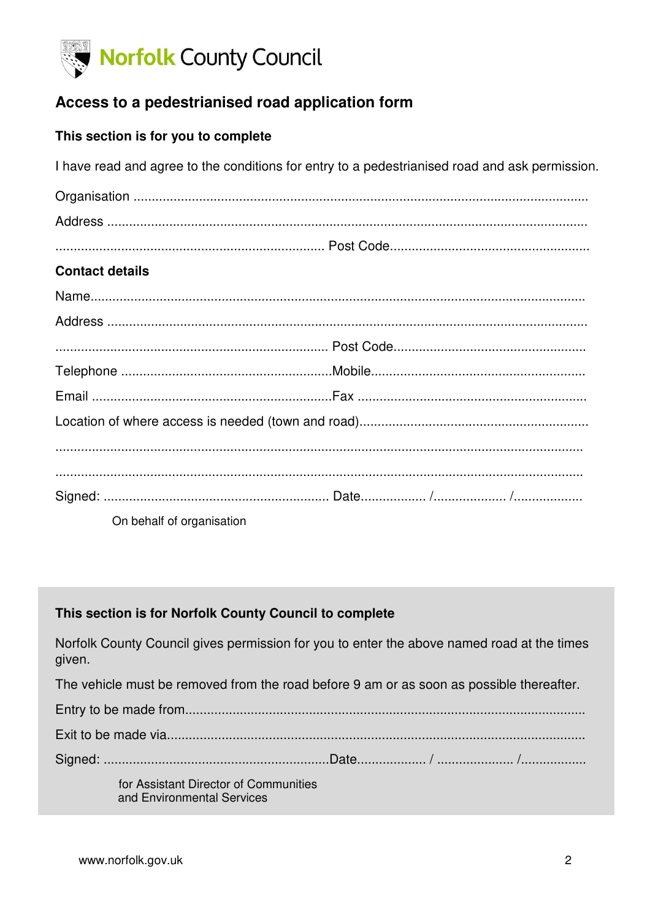Norfolk County Council

## Access to a pedestrianised road application form

### This section is for you to complete

I have read and agree to the conditions for entry to a pedestrianised road and ask permission.

Organisation ..........................................................................................................................

Address ..................................................................................................................................

......................................................................... Post Code......................................................

### Contact details

Name.......................................................................................................................................

Address ..................................................................................................................................

......................................................................... Post Code....................................................

Telephone .........................................................Mobile..........................................................

Email .................................................................Fax ..............................................................

Location of where access is needed (town and road)..............................................................

.................................................................................................................................................

.................................................................................................................................................

Signed: ............................................................ Date................. /.................... /..................

On behalf of organisation

### This section is for Norfolk County Council to complete

Norfolk County Council gives permission for you to enter the above named road at the times given.

The vehicle must be removed from the road before 9 am or as soon as possible thereafter.

Entry to be made from............................................................................................................

Exit to be made via.................................................................................................................

Signed: ............................................................Date.................. / ..................... /.................

for Assistant Director of Communities
and Environmental Services

www.norfolk.gov.uk